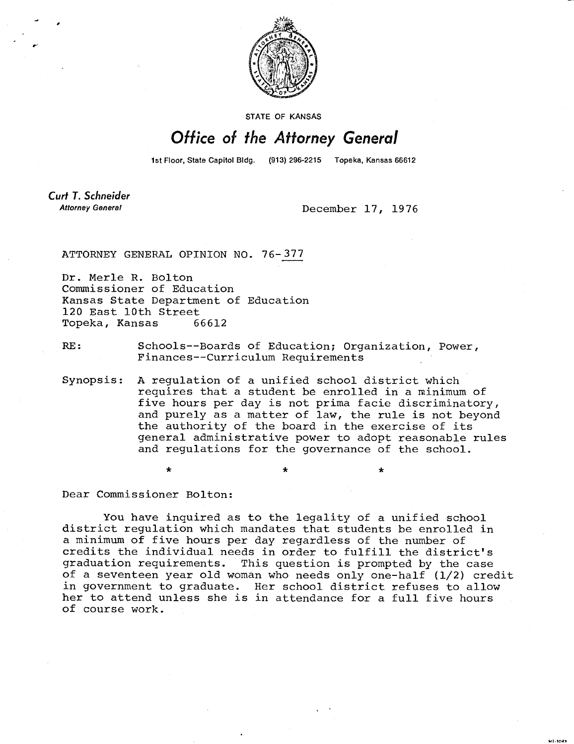STATE OF KANSAS

# Office of the Attorney General

1st Floor, State Capitol Bldg. (913) 296-2215 Topeka, Kansas 66612

**Curt T. Schneider**
*Attorney General*

December 17, 1976

ATTORNEY GENERAL OPINION NO. 76-377

Dr. Merle R. Bolton
Commissioner of Education
Kansas State Department of Education
120 East 10th Street
Topeka, Kansas 66612

RE: Schools--Boards of Education; Organization, Power, Finances--Curriculum Requirements

Synopsis: A regulation of a unified school district which requires that a student be enrolled in a minimum of five hours per day is not prima facie discriminatory, and purely as a matter of law, the rule is not beyond the authority of the board in the exercise of its general administrative power to adopt reasonable rules and regulations for the governance of the school.

\* \* \*

Dear Commissioner Bolton:

You have inquired as to the legality of a unified school district regulation which mandates that students be enrolled in a minimum of five hours per day regardless of the number of credits the individual needs in order to fulfill the district's graduation requirements. This question is prompted by the case of a seventeen year old woman who needs only one-half (1/2) credit in government to graduate. Her school district refuses to allow her to attend unless she is in attendance for a full five hours of course work.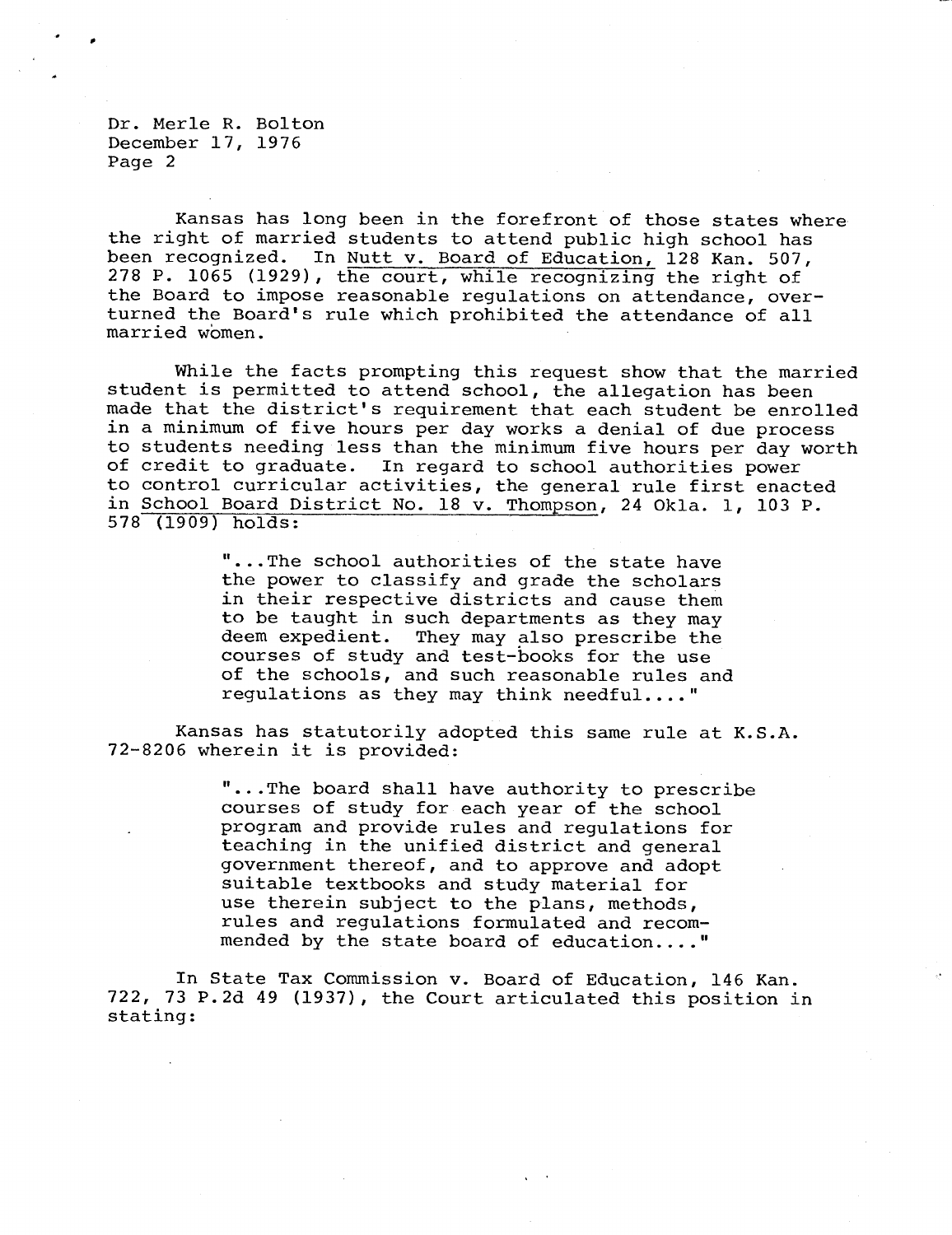Kansas has long been in the forefront of those states where the right of married students to attend public high school has been recognized. In Nutt v. Board of Education, 128 Kan. 507, 278 P. 1065 (1929), the court, while recognizing the right of the Board to impose reasonable regulations on attendance, overturned the Board's rule which prohibited the attendance of all married women.

While the facts prompting this request show that the married student is permitted to attend school, the allegation has been made that the district's requirement that each student be enrolled in a minimum of five hours per day works a denial of due process to students needing less than the minimum five hours per day worth of credit to graduate. In regard to school authorities power to control curricular activities, the general rule first enacted in School Board District No. 18 v. Thompson, 24 Okla. 1, 103 P. 578 (1909) holds:

> "...The school authorities of the state have the power to classify and grade the scholars in their respective districts and cause them to be taught in such departments as they may deem expedient. They may also prescribe the courses of study and test-books for the use of the schools, and such reasonable rules and regulations as they may think needful...."

Kansas has statutorily adopted this same rule at K.S.A. 72-8206 wherein it is provided:

> "...The board shall have authority to prescribe courses of study for each year of the school program and provide rules and regulations for teaching in the unified district and general government thereof, and to approve and adopt suitable textbooks and study material for use therein subject to the plans, methods, rules and regulations formulated and recommended by the state board of education...."

In State Tax Commission v. Board of Education, 146 Kan. 722, 73 P.2d 49 (1937), the Court articulated this position in stating: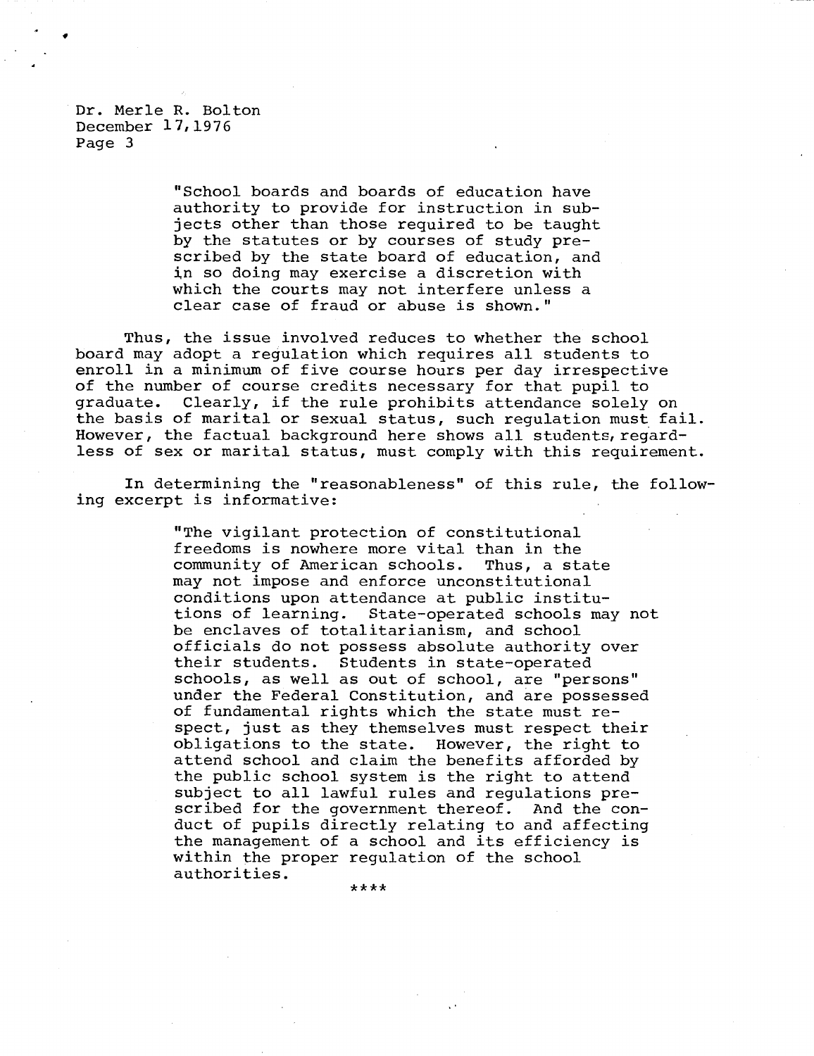Dr. Merle R. Bolton
December 17,1976
Page 3

> "School boards and boards of education have authority to provide for instruction in subjects other than those required to be taught by the statutes or by courses of study prescribed by the state board of education, and in so doing may exercise a discretion with which the courts may not interfere unless a clear case of fraud or abuse is shown."

Thus, the issue involved reduces to whether the school board may adopt a regulation which requires all students to enroll in a minimum of five course hours per day irrespective of the number of course credits necessary for that pupil to graduate. Clearly, if the rule prohibits attendance solely on the basis of marital or sexual status, such regulation must fail. However, the factual background here shows all students, regardless of sex or marital status, must comply with this requirement.

In determining the "reasonableness" of this rule, the following excerpt is informative:

> "The vigilant protection of constitutional freedoms is nowhere more vital than in the community of American schools. Thus, a state may not impose and enforce unconstitutional conditions upon attendance at public institutions of learning. State-operated schools may not be enclaves of totalitarianism, and school officials do not possess absolute authority over their students. Students in state-operated schools, as well as out of school, are "persons" under the Federal Constitution, and are possessed of fundamental rights which the state must respect, just as they themselves must respect their obligations to the state. However, the right to attend school and claim the benefits afforded by the public school system is the right to attend subject to all lawful rules and regulations prescribed for the government thereof. And the conduct of pupils directly relating to and affecting the management of a school and its efficiency is within the proper regulation of the school authorities.
>
> ****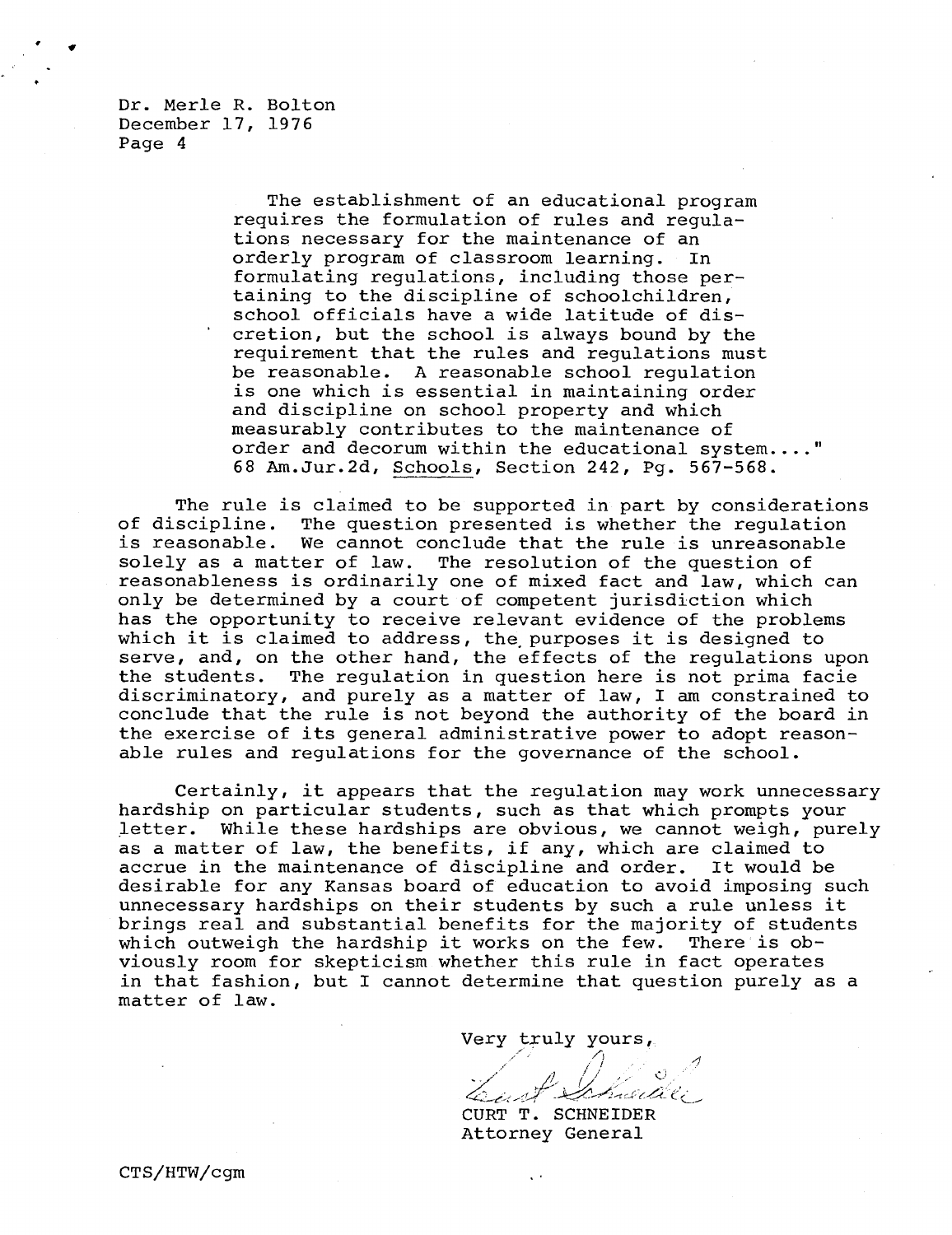Dr. Merle R. Bolton
December 17, 1976
Page 4

> The establishment of an educational program requires the formulation of rules and regulations necessary for the maintenance of an orderly program of classroom learning. In formulating regulations, including those pertaining to the discipline of schoolchildren, school officials have a wide latitude of discretion, but the school is always bound by the requirement that the rules and regulations must be reasonable. A reasonable school regulation is one which is essential in maintaining order and discipline on school property and which measurably contributes to the maintenance of order and decorum within the educational system...." 68 Am.Jur.2d, Schools, Section 242, Pg. 567-568.

The rule is claimed to be supported in part by considerations of discipline. The question presented is whether the regulation is reasonable. We cannot conclude that the rule is unreasonable solely as a matter of law. The resolution of the question of reasonableness is ordinarily one of mixed fact and law, which can only be determined by a court of competent jurisdiction which has the opportunity to receive relevant evidence of the problems which it is claimed to address, the purposes it is designed to serve, and, on the other hand, the effects of the regulations upon the students. The regulation in question here is not prima facie discriminatory, and purely as a matter of law, I am constrained to conclude that the rule is not beyond the authority of the board in the exercise of its general administrative power to adopt reasonable rules and regulations for the governance of the school.

Certainly, it appears that the regulation may work unnecessary hardship on particular students, such as that which prompts your letter. While these hardships are obvious, we cannot weigh, purely as a matter of law, the benefits, if any, which are claimed to accrue in the maintenance of discipline and order. It would be desirable for any Kansas board of education to avoid imposing such unnecessary hardships on their students by such a rule unless it brings real and substantial benefits for the majority of students which outweigh the hardship it works on the few. There is obviously room for skepticism whether this rule in fact operates in that fashion, but I cannot determine that question purely as a matter of law.

Very truly yours,

CURT T. SCHNEIDER
Attorney General

CTS/HTW/cgm